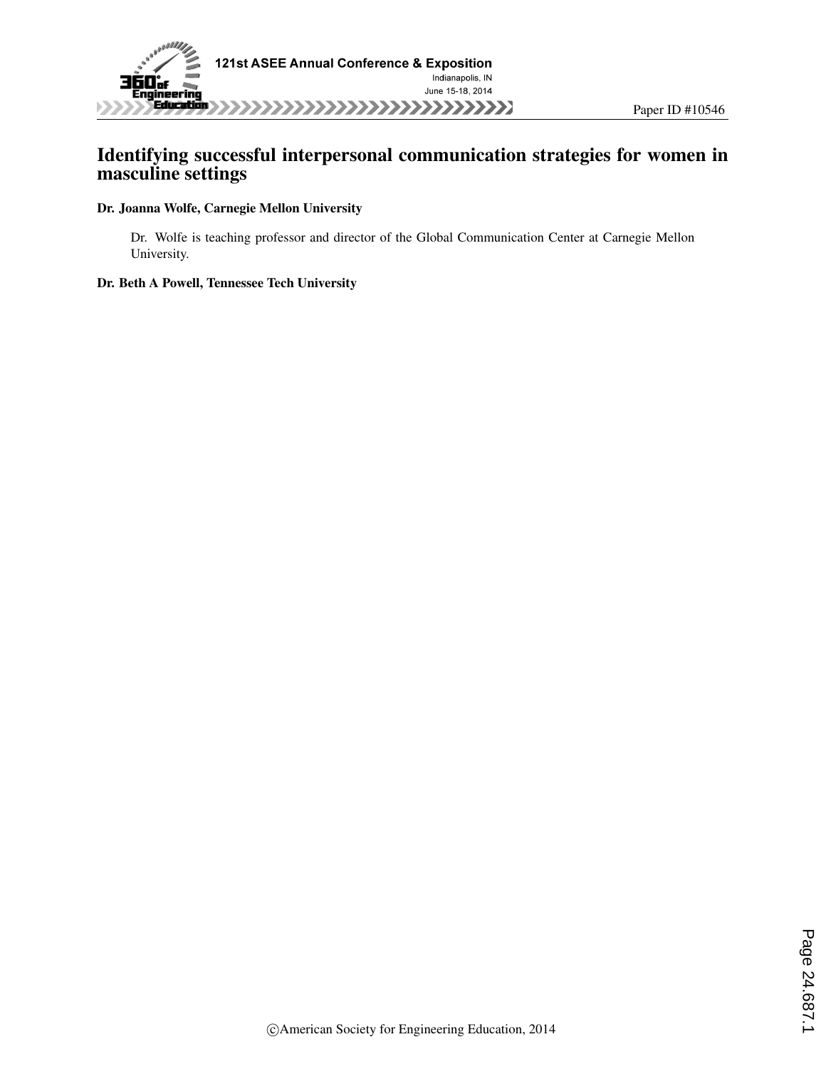# Identifying successful interpersonal communication strategies for women in masculine settings

**Dr. Joanna Wolfe, Carnegie Mellon University**

Dr. Wolfe is teaching professor and director of the Global Communication Center at Carnegie Mellon University.

**Dr. Beth A Powell, Tennessee Tech University**

©American Society for Engineering Education, 2014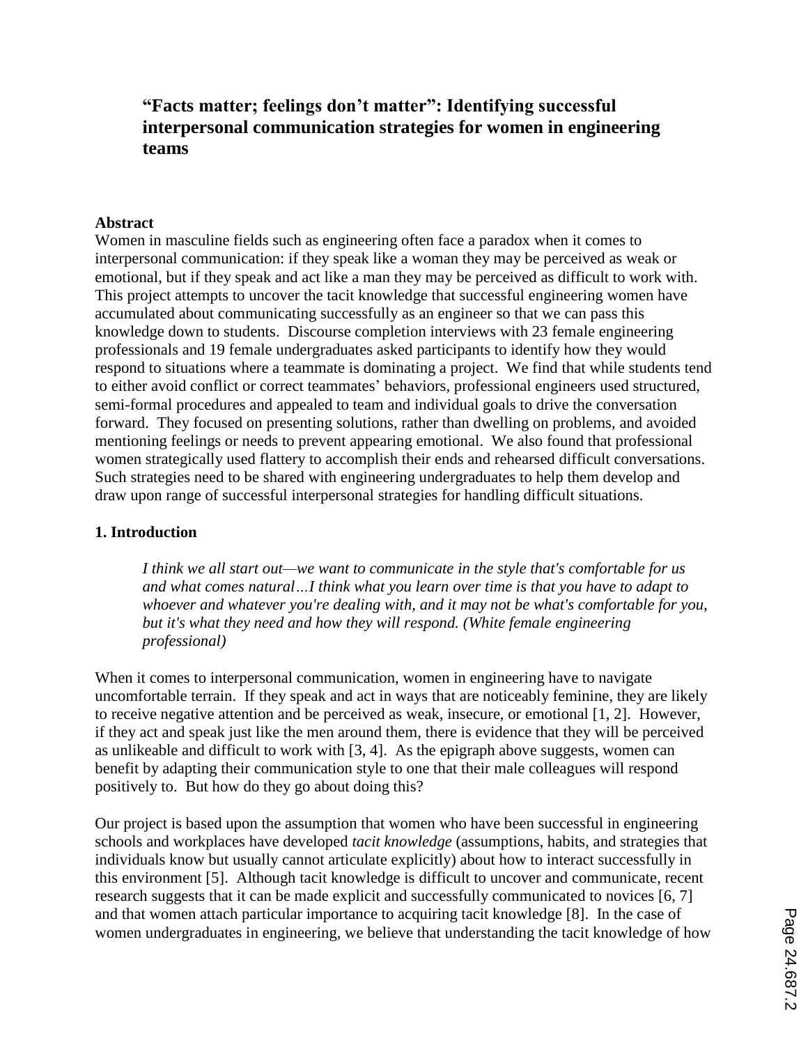# "Facts matter; feelings don't matter": Identifying successful interpersonal communication strategies for women in engineering teams

**Abstract**

Women in masculine fields such as engineering often face a paradox when it comes to interpersonal communication: if they speak like a woman they may be perceived as weak or emotional, but if they speak and act like a man they may be perceived as difficult to work with. This project attempts to uncover the tacit knowledge that successful engineering women have accumulated about communicating successfully as an engineer so that we can pass this knowledge down to students. Discourse completion interviews with 23 female engineering professionals and 19 female undergraduates asked participants to identify how they would respond to situations where a teammate is dominating a project. We find that while students tend to either avoid conflict or correct teammates' behaviors, professional engineers used structured, semi-formal procedures and appealed to team and individual goals to drive the conversation forward. They focused on presenting solutions, rather than dwelling on problems, and avoided mentioning feelings or needs to prevent appearing emotional. We also found that professional women strategically used flattery to accomplish their ends and rehearsed difficult conversations. Such strategies need to be shared with engineering undergraduates to help them develop and draw upon range of successful interpersonal strategies for handling difficult situations.

## 1. Introduction

> *I think we all start out—we want to communicate in the style that's comfortable for us and what comes natural…I think what you learn over time is that you have to adapt to whoever and whatever you're dealing with, and it may not be what's comfortable for you, but it's what they need and how they will respond. (White female engineering professional)*

When it comes to interpersonal communication, women in engineering have to navigate uncomfortable terrain. If they speak and act in ways that are noticeably feminine, they are likely to receive negative attention and be perceived as weak, insecure, or emotional [1, 2]. However, if they act and speak just like the men around them, there is evidence that they will be perceived as unlikeable and difficult to work with [3, 4]. As the epigraph above suggests, women can benefit by adapting their communication style to one that their male colleagues will respond positively to. But how do they go about doing this?

Our project is based upon the assumption that women who have been successful in engineering schools and workplaces have developed *tacit knowledge* (assumptions, habits, and strategies that individuals know but usually cannot articulate explicitly) about how to interact successfully in this environment [5]. Although tacit knowledge is difficult to uncover and communicate, recent research suggests that it can be made explicit and successfully communicated to novices [6, 7] and that women attach particular importance to acquiring tacit knowledge [8]. In the case of women undergraduates in engineering, we believe that understanding the tacit knowledge of how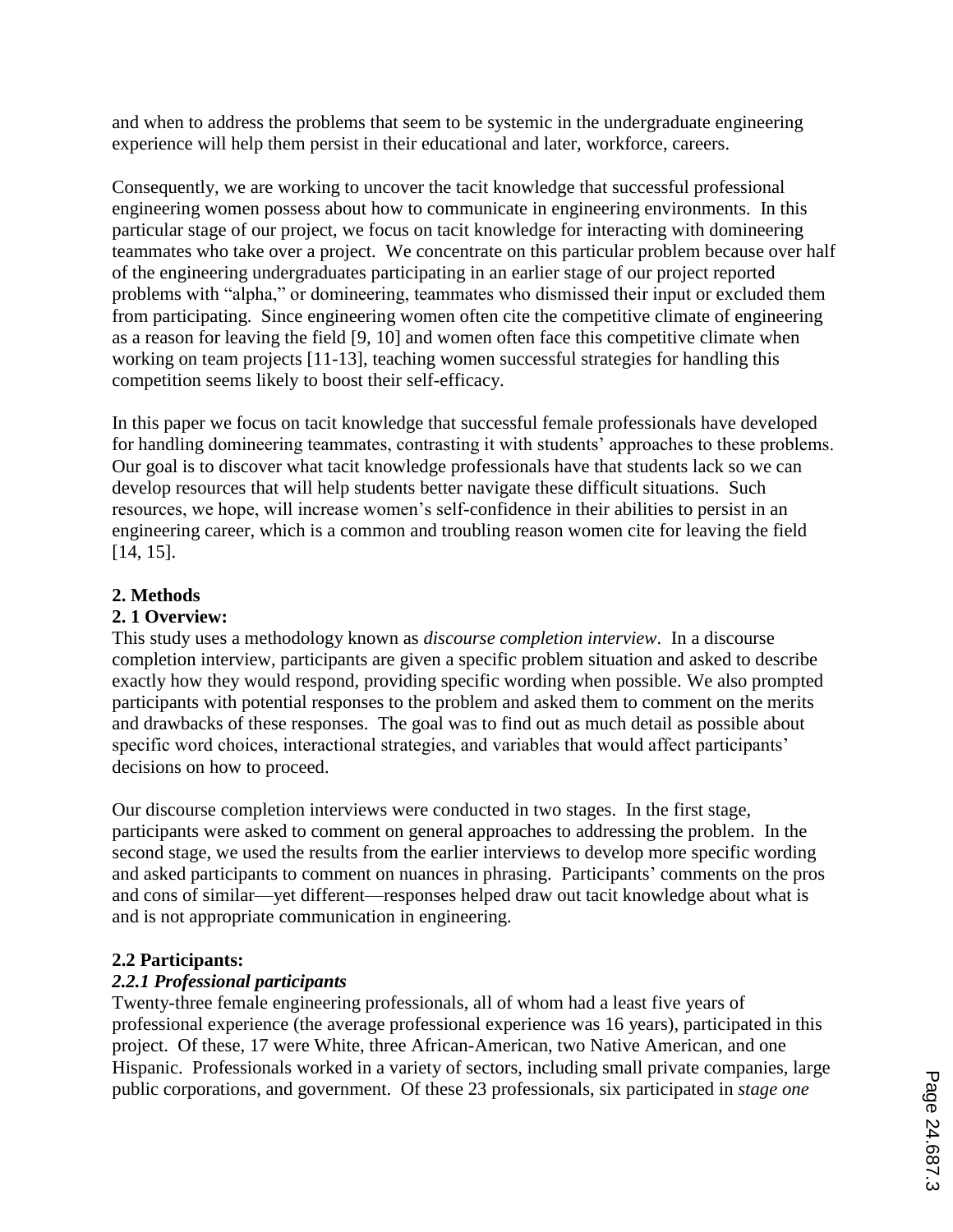and when to address the problems that seem to be systemic in the undergraduate engineering experience will help them persist in their educational and later, workforce, careers.

Consequently, we are working to uncover the tacit knowledge that successful professional engineering women possess about how to communicate in engineering environments. In this particular stage of our project, we focus on tacit knowledge for interacting with domineering teammates who take over a project. We concentrate on this particular problem because over half of the engineering undergraduates participating in an earlier stage of our project reported problems with "alpha," or domineering, teammates who dismissed their input or excluded them from participating. Since engineering women often cite the competitive climate of engineering as a reason for leaving the field [9, 10] and women often face this competitive climate when working on team projects [11-13], teaching women successful strategies for handling this competition seems likely to boost their self-efficacy.

In this paper we focus on tacit knowledge that successful female professionals have developed for handling domineering teammates, contrasting it with students' approaches to these problems. Our goal is to discover what tacit knowledge professionals have that students lack so we can develop resources that will help students better navigate these difficult situations. Such resources, we hope, will increase women's self-confidence in their abilities to persist in an engineering career, which is a common and troubling reason women cite for leaving the field [14, 15].

## 2. Methods

### 2. 1 Overview:

This study uses a methodology known as *discourse completion interview*. In a discourse completion interview, participants are given a specific problem situation and asked to describe exactly how they would respond, providing specific wording when possible. We also prompted participants with potential responses to the problem and asked them to comment on the merits and drawbacks of these responses. The goal was to find out as much detail as possible about specific word choices, interactional strategies, and variables that would affect participants' decisions on how to proceed.

Our discourse completion interviews were conducted in two stages. In the first stage, participants were asked to comment on general approaches to addressing the problem. In the second stage, we used the results from the earlier interviews to develop more specific wording and asked participants to comment on nuances in phrasing. Participants' comments on the pros and cons of similar—yet different—responses helped draw out tacit knowledge about what is and is not appropriate communication in engineering.

### 2.2 Participants:

#### *2.2.1 Professional participants*

Twenty-three female engineering professionals, all of whom had a least five years of professional experience (the average professional experience was 16 years), participated in this project. Of these, 17 were White, three African-American, two Native American, and one Hispanic. Professionals worked in a variety of sectors, including small private companies, large public corporations, and government. Of these 23 professionals, six participated in *stage one*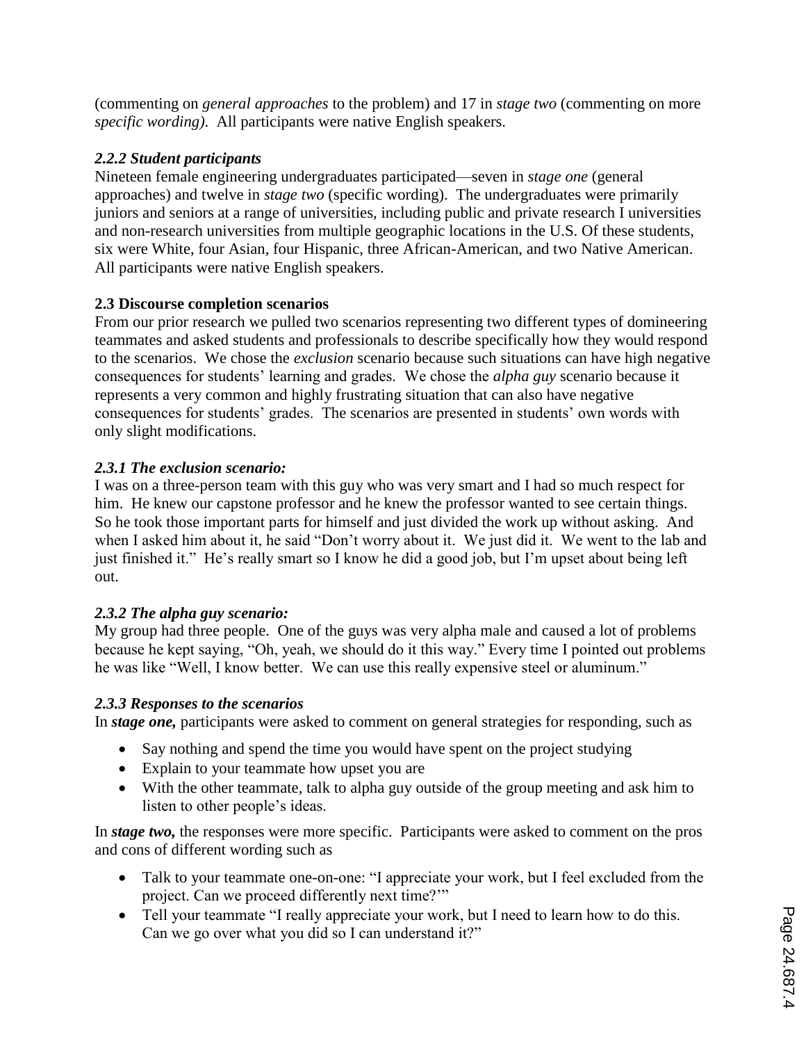(commenting on *general approaches* to the problem) and 17 in *stage two* (commenting on more *specific wording).* All participants were native English speakers.

### *2.2.2 Student participants*

Nineteen female engineering undergraduates participated—seven in *stage one* (general approaches) and twelve in *stage two* (specific wording). The undergraduates were primarily juniors and seniors at a range of universities, including public and private research I universities and non-research universities from multiple geographic locations in the U.S. Of these students, six were White, four Asian, four Hispanic, three African-American, and two Native American. All participants were native English speakers.

### **2.3 Discourse completion scenarios**

From our prior research we pulled two scenarios representing two different types of domineering teammates and asked students and professionals to describe specifically how they would respond to the scenarios. We chose the *exclusion* scenario because such situations can have high negative consequences for students' learning and grades. We chose the *alpha guy* scenario because it represents a very common and highly frustrating situation that can also have negative consequences for students' grades. The scenarios are presented in students' own words with only slight modifications.

### *2.3.1 The exclusion scenario:*

I was on a three-person team with this guy who was very smart and I had so much respect for him. He knew our capstone professor and he knew the professor wanted to see certain things. So he took those important parts for himself and just divided the work up without asking. And when I asked him about it, he said "Don't worry about it. We just did it. We went to the lab and just finished it." He's really smart so I know he did a good job, but I'm upset about being left out.

### *2.3.2 The alpha guy scenario:*

My group had three people. One of the guys was very alpha male and caused a lot of problems because he kept saying, "Oh, yeah, we should do it this way." Every time I pointed out problems he was like "Well, I know better. We can use this really expensive steel or aluminum."

### *2.3.3 Responses to the scenarios*

In ***stage one,*** participants were asked to comment on general strategies for responding, such as

- Say nothing and spend the time you would have spent on the project studying
- Explain to your teammate how upset you are
- With the other teammate, talk to alpha guy outside of the group meeting and ask him to listen to other people's ideas.

In ***stage two,*** the responses were more specific. Participants were asked to comment on the pros and cons of different wording such as

- Talk to your teammate one-on-one: "I appreciate your work, but I feel excluded from the project. Can we proceed differently next time?'"
- Tell your teammate "I really appreciate your work, but I need to learn how to do this. Can we go over what you did so I can understand it?"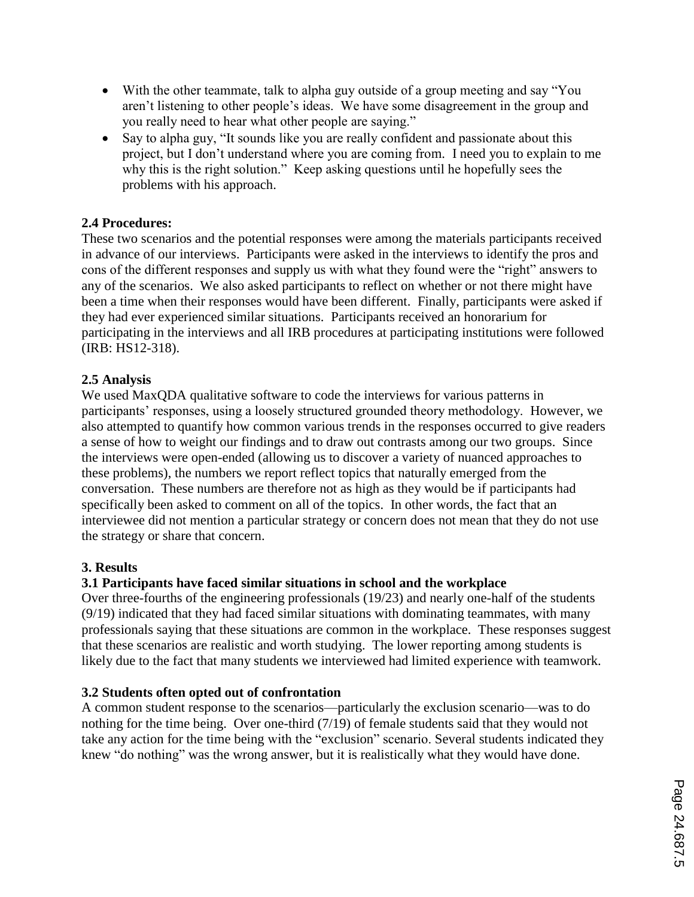- With the other teammate, talk to alpha guy outside of a group meeting and say "You aren't listening to other people's ideas. We have some disagreement in the group and you really need to hear what other people are saying."
- Say to alpha guy, "It sounds like you are really confident and passionate about this project, but I don't understand where you are coming from. I need you to explain to me why this is the right solution." Keep asking questions until he hopefully sees the problems with his approach.

**2.4 Procedures:**

These two scenarios and the potential responses were among the materials participants received in advance of our interviews. Participants were asked in the interviews to identify the pros and cons of the different responses and supply us with what they found were the "right" answers to any of the scenarios. We also asked participants to reflect on whether or not there might have been a time when their responses would have been different. Finally, participants were asked if they had ever experienced similar situations. Participants received an honorarium for participating in the interviews and all IRB procedures at participating institutions were followed (IRB: HS12-318).

**2.5 Analysis**

We used MaxQDA qualitative software to code the interviews for various patterns in participants' responses, using a loosely structured grounded theory methodology. However, we also attempted to quantify how common various trends in the responses occurred to give readers a sense of how to weight our findings and to draw out contrasts among our two groups. Since the interviews were open-ended (allowing us to discover a variety of nuanced approaches to these problems), the numbers we report reflect topics that naturally emerged from the conversation. These numbers are therefore not as high as they would be if participants had specifically been asked to comment on all of the topics. In other words, the fact that an interviewee did not mention a particular strategy or concern does not mean that they do not use the strategy or share that concern.

**3. Results**

**3.1 Participants have faced similar situations in school and the workplace**

Over three-fourths of the engineering professionals (19/23) and nearly one-half of the students (9/19) indicated that they had faced similar situations with dominating teammates, with many professionals saying that these situations are common in the workplace. These responses suggest that these scenarios are realistic and worth studying. The lower reporting among students is likely due to the fact that many students we interviewed had limited experience with teamwork.

**3.2 Students often opted out of confrontation**

A common student response to the scenarios—particularly the exclusion scenario—was to do nothing for the time being. Over one-third (7/19) of female students said that they would not take any action for the time being with the "exclusion" scenario. Several students indicated they knew "do nothing" was the wrong answer, but it is realistically what they would have done.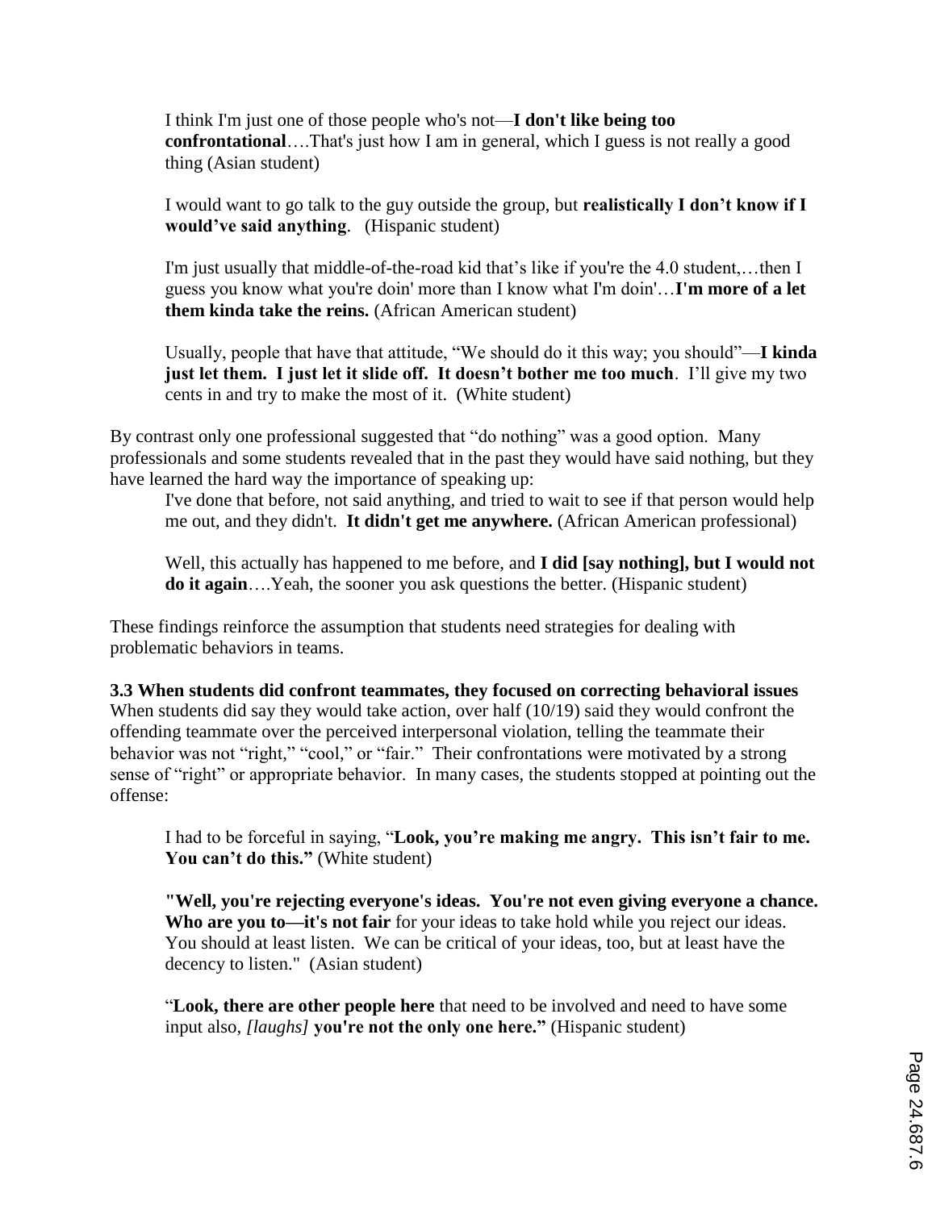> I think I'm just one of those people who's not—**I don't like being too confrontational**….That's just how I am in general, which I guess is not really a good thing (Asian student)

> I would want to go talk to the guy outside the group, but **realistically I don't know if I would've said anything**. (Hispanic student)

> I'm just usually that middle-of-the-road kid that's like if you're the 4.0 student,…then I guess you know what you're doin' more than I know what I'm doin'…**I'm more of a let them kinda take the reins.** (African American student)

> Usually, people that have that attitude, "We should do it this way; you should"—**I kinda just let them. I just let it slide off. It doesn't bother me too much**. I'll give my two cents in and try to make the most of it. (White student)

By contrast only one professional suggested that "do nothing" was a good option. Many professionals and some students revealed that in the past they would have said nothing, but they have learned the hard way the importance of speaking up:

> I've done that before, not said anything, and tried to wait to see if that person would help me out, and they didn't. **It didn't get me anywhere.** (African American professional)

> Well, this actually has happened to me before, and **I did [say nothing], but I would not do it again**….Yeah, the sooner you ask questions the better. (Hispanic student)

These findings reinforce the assumption that students need strategies for dealing with problematic behaviors in teams.

**3.3 When students did confront teammates, they focused on correcting behavioral issues**

When students did say they would take action, over half (10/19) said they would confront the offending teammate over the perceived interpersonal violation, telling the teammate their behavior was not "right," "cool," or "fair." Their confrontations were motivated by a strong sense of "right" or appropriate behavior. In many cases, the students stopped at pointing out the offense:

> I had to be forceful in saying, "**Look, you're making me angry. This isn't fair to me. You can't do this."** (White student)

> **"Well, you're rejecting everyone's ideas. You're not even giving everyone a chance. Who are you to—it's not fair** for your ideas to take hold while you reject our ideas. You should at least listen. We can be critical of your ideas, too, but at least have the decency to listen." (Asian student)

> "**Look, there are other people here** that need to be involved and need to have some input also, *[laughs]* **you're not the only one here."** (Hispanic student)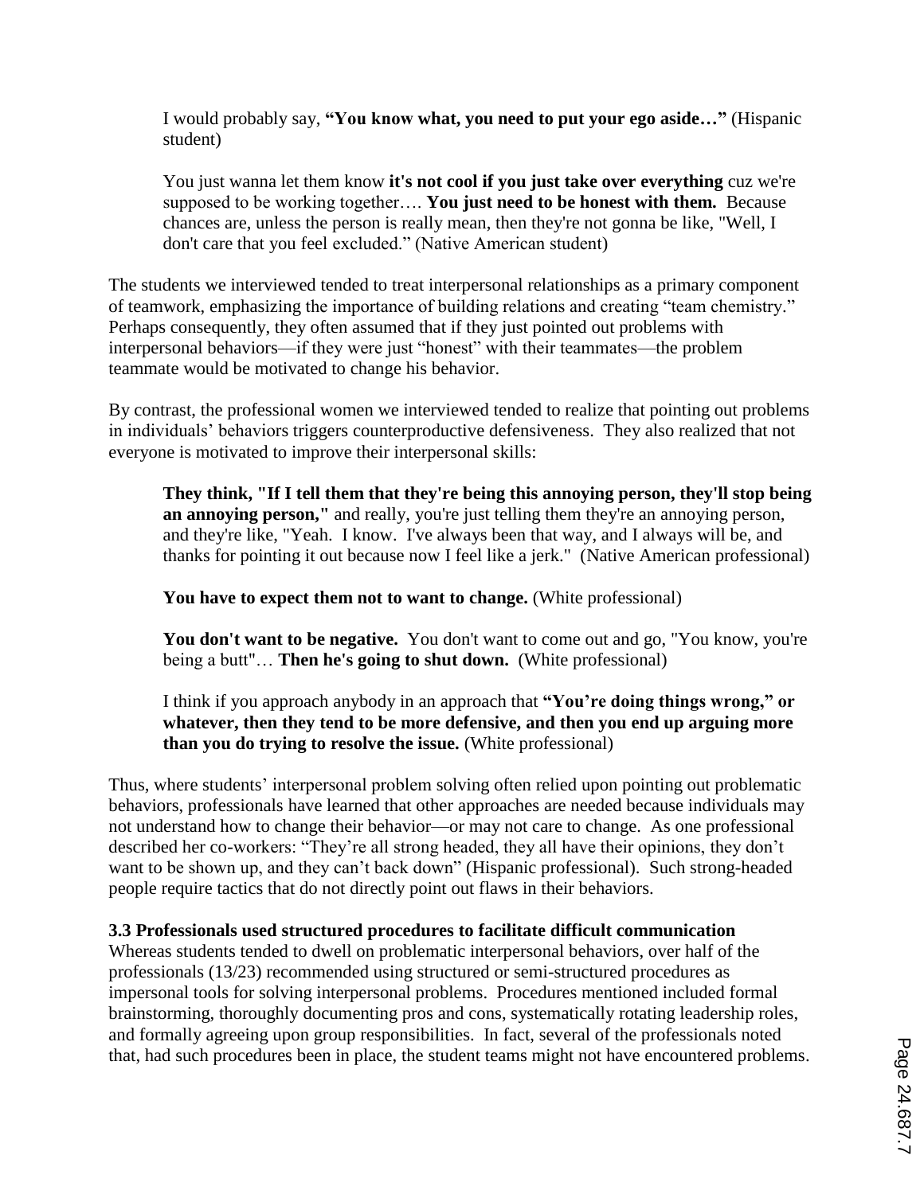> I would probably say, **"You know what, you need to put your ego aside…"** (Hispanic student)

> You just wanna let them know **it's not cool if you just take over everything** cuz we're supposed to be working together…. **You just need to be honest with them.** Because chances are, unless the person is really mean, then they're not gonna be like, "Well, I don't care that you feel excluded." (Native American student)

The students we interviewed tended to treat interpersonal relationships as a primary component of teamwork, emphasizing the importance of building relations and creating "team chemistry." Perhaps consequently, they often assumed that if they just pointed out problems with interpersonal behaviors—if they were just "honest" with their teammates—the problem teammate would be motivated to change his behavior.

By contrast, the professional women we interviewed tended to realize that pointing out problems in individuals' behaviors triggers counterproductive defensiveness. They also realized that not everyone is motivated to improve their interpersonal skills:

> **They think, "If I tell them that they're being this annoying person, they'll stop being an annoying person,"** and really, you're just telling them they're an annoying person, and they're like, "Yeah. I know. I've always been that way, and I always will be, and thanks for pointing it out because now I feel like a jerk." (Native American professional)

> **You have to expect them not to want to change.** (White professional)

> **You don't want to be negative.** You don't want to come out and go, "You know, you're being a butt"… **Then he's going to shut down.** (White professional)

> I think if you approach anybody in an approach that **"You're doing things wrong," or whatever, then they tend to be more defensive, and then you end up arguing more than you do trying to resolve the issue.** (White professional)

Thus, where students' interpersonal problem solving often relied upon pointing out problematic behaviors, professionals have learned that other approaches are needed because individuals may not understand how to change their behavior—or may not care to change. As one professional described her co-workers: "They're all strong headed, they all have their opinions, they don't want to be shown up, and they can't back down" (Hispanic professional). Such strong-headed people require tactics that do not directly point out flaws in their behaviors.

### 3.3 Professionals used structured procedures to facilitate difficult communication

Whereas students tended to dwell on problematic interpersonal behaviors, over half of the professionals (13/23) recommended using structured or semi-structured procedures as impersonal tools for solving interpersonal problems. Procedures mentioned included formal brainstorming, thoroughly documenting pros and cons, systematically rotating leadership roles, and formally agreeing upon group responsibilities. In fact, several of the professionals noted that, had such procedures been in place, the student teams might not have encountered problems.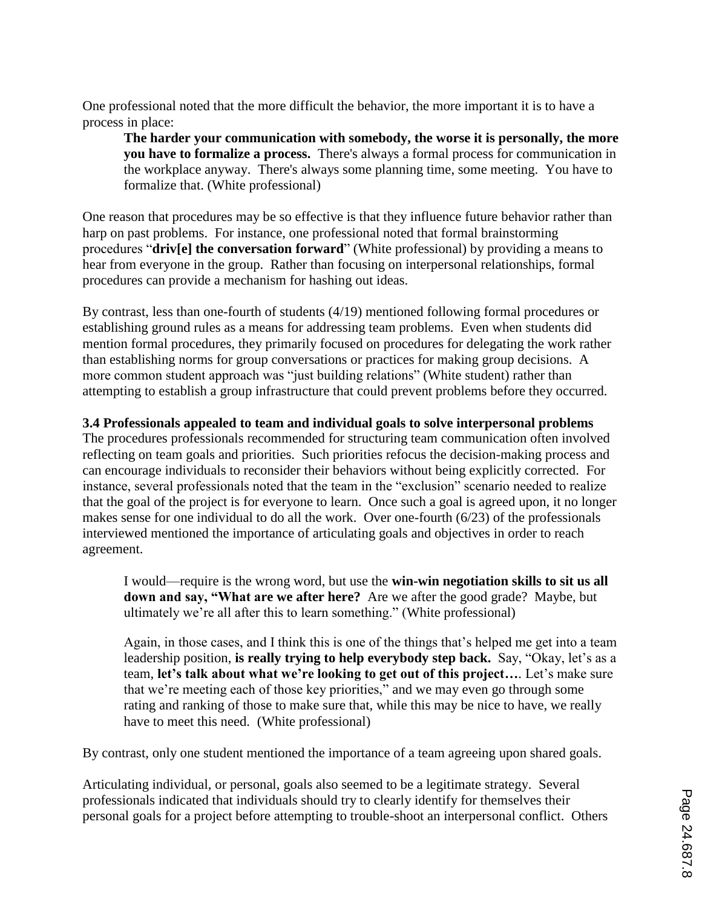One professional noted that the more difficult the behavior, the more important it is to have a process in place:

> **The harder your communication with somebody, the worse it is personally, the more you have to formalize a process.** There's always a formal process for communication in the workplace anyway. There's always some planning time, some meeting. You have to formalize that. (White professional)

One reason that procedures may be so effective is that they influence future behavior rather than harp on past problems. For instance, one professional noted that formal brainstorming procedures "**driv[e] the conversation forward**" (White professional) by providing a means to hear from everyone in the group. Rather than focusing on interpersonal relationships, formal procedures can provide a mechanism for hashing out ideas.

By contrast, less than one-fourth of students (4/19) mentioned following formal procedures or establishing ground rules as a means for addressing team problems. Even when students did mention formal procedures, they primarily focused on procedures for delegating the work rather than establishing norms for group conversations or practices for making group decisions. A more common student approach was "just building relations" (White student) rather than attempting to establish a group infrastructure that could prevent problems before they occurred.

### 3.4 Professionals appealed to team and individual goals to solve interpersonal problems

The procedures professionals recommended for structuring team communication often involved reflecting on team goals and priorities. Such priorities refocus the decision-making process and can encourage individuals to reconsider their behaviors without being explicitly corrected. For instance, several professionals noted that the team in the "exclusion" scenario needed to realize that the goal of the project is for everyone to learn. Once such a goal is agreed upon, it no longer makes sense for one individual to do all the work. Over one-fourth (6/23) of the professionals interviewed mentioned the importance of articulating goals and objectives in order to reach agreement.

> I would—require is the wrong word, but use the **win-win negotiation skills to sit us all down and say, "What are we after here?** Are we after the good grade? Maybe, but ultimately we're all after this to learn something." (White professional)

> Again, in those cases, and I think this is one of the things that's helped me get into a team leadership position, **is really trying to help everybody step back.** Say, "Okay, let's as a team, **let's talk about what we're looking to get out of this project….** Let's make sure that we're meeting each of those key priorities," and we may even go through some rating and ranking of those to make sure that, while this may be nice to have, we really have to meet this need. (White professional)

By contrast, only one student mentioned the importance of a team agreeing upon shared goals.

Articulating individual, or personal, goals also seemed to be a legitimate strategy. Several professionals indicated that individuals should try to clearly identify for themselves their personal goals for a project before attempting to trouble-shoot an interpersonal conflict. Others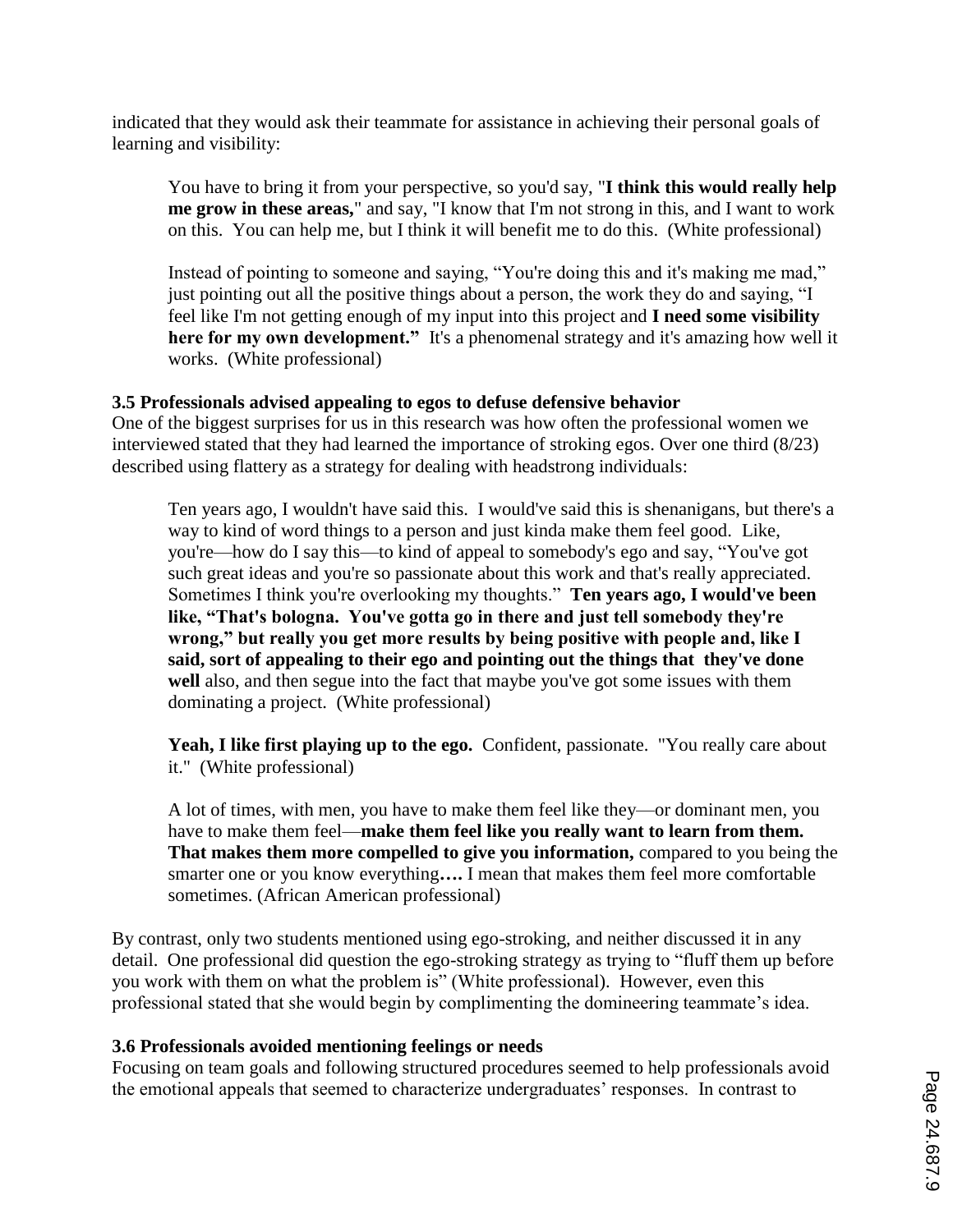indicated that they would ask their teammate for assistance in achieving their personal goals of learning and visibility:

> You have to bring it from your perspective, so you'd say, "**I think this would really help me grow in these areas,**" and say, "I know that I'm not strong in this, and I want to work on this. You can help me, but I think it will benefit me to do this. (White professional)

> Instead of pointing to someone and saying, "You're doing this and it's making me mad," just pointing out all the positive things about a person, the work they do and saying, "I feel like I'm not getting enough of my input into this project and **I need some visibility here for my own development."** It's a phenomenal strategy and it's amazing how well it works. (White professional)

### 3.5 Professionals advised appealing to egos to defuse defensive behavior

One of the biggest surprises for us in this research was how often the professional women we interviewed stated that they had learned the importance of stroking egos. Over one third (8/23) described using flattery as a strategy for dealing with headstrong individuals:

> Ten years ago, I wouldn't have said this. I would've said this is shenanigans, but there's a way to kind of word things to a person and just kinda make them feel good. Like, you're—how do I say this—to kind of appeal to somebody's ego and say, "You've got such great ideas and you're so passionate about this work and that's really appreciated. Sometimes I think you're overlooking my thoughts." **Ten years ago, I would've been like, "That's bologna. You've gotta go in there and just tell somebody they're wrong," but really you get more results by being positive with people and, like I said, sort of appealing to their ego and pointing out the things that they've done well** also, and then segue into the fact that maybe you've got some issues with them dominating a project. (White professional)

> **Yeah, I like first playing up to the ego.** Confident, passionate. "You really care about it." (White professional)

> A lot of times, with men, you have to make them feel like they—or dominant men, you have to make them feel—**make them feel like you really want to learn from them. That makes them more compelled to give you information,** compared to you being the smarter one or you know everything**….** I mean that makes them feel more comfortable sometimes. (African American professional)

By contrast, only two students mentioned using ego-stroking, and neither discussed it in any detail. One professional did question the ego-stroking strategy as trying to "fluff them up before you work with them on what the problem is" (White professional). However, even this professional stated that she would begin by complimenting the domineering teammate's idea.

### 3.6 Professionals avoided mentioning feelings or needs

Focusing on team goals and following structured procedures seemed to help professionals avoid the emotional appeals that seemed to characterize undergraduates' responses. In contrast to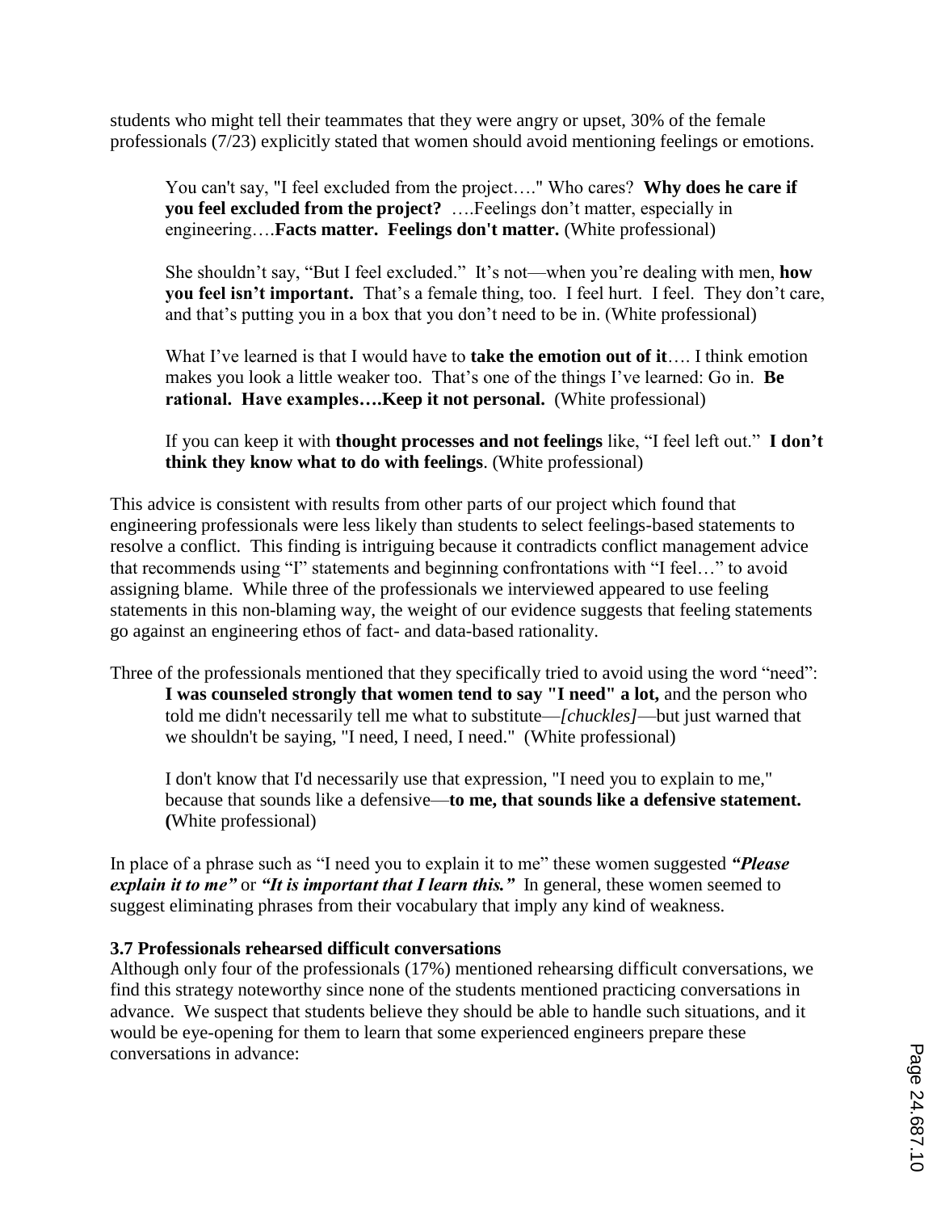students who might tell their teammates that they were angry or upset, 30% of the female professionals (7/23) explicitly stated that women should avoid mentioning feelings or emotions.

> You can't say, "I feel excluded from the project…." Who cares? **Why does he care if you feel excluded from the project?** ….Feelings don't matter, especially in engineering….**Facts matter. Feelings don't matter.** (White professional)
>
> She shouldn't say, "But I feel excluded." It's not—when you're dealing with men, **how you feel isn't important.** That's a female thing, too. I feel hurt. I feel. They don't care, and that's putting you in a box that you don't need to be in. (White professional)
>
> What I've learned is that I would have to **take the emotion out of it**…. I think emotion makes you look a little weaker too. That's one of the things I've learned: Go in. **Be rational. Have examples….Keep it not personal.** (White professional)
>
> If you can keep it with **thought processes and not feelings** like, "I feel left out." **I don't think they know what to do with feelings**. (White professional)

This advice is consistent with results from other parts of our project which found that engineering professionals were less likely than students to select feelings-based statements to resolve a conflict. This finding is intriguing because it contradicts conflict management advice that recommends using "I" statements and beginning confrontations with "I feel…" to avoid assigning blame. While three of the professionals we interviewed appeared to use feeling statements in this non-blaming way, the weight of our evidence suggests that feeling statements go against an engineering ethos of fact- and data-based rationality.

Three of the professionals mentioned that they specifically tried to avoid using the word "need":

> **I was counseled strongly that women tend to say "I need" a lot,** and the person who told me didn't necessarily tell me what to substitute—*[chuckles]*—but just warned that we shouldn't be saying, "I need, I need, I need." (White professional)
>
> I don't know that I'd necessarily use that expression, "I need you to explain to me," because that sounds like a defensive—**to me, that sounds like a defensive statement. (**White professional)

In place of a phrase such as "I need you to explain it to me" these women suggested ***"Please explain it to me"*** or ***"It is important that I learn this."*** In general, these women seemed to suggest eliminating phrases from their vocabulary that imply any kind of weakness.

### 3.7 Professionals rehearsed difficult conversations

Although only four of the professionals (17%) mentioned rehearsing difficult conversations, we find this strategy noteworthy since none of the students mentioned practicing conversations in advance. We suspect that students believe they should be able to handle such situations, and it would be eye-opening for them to learn that some experienced engineers prepare these conversations in advance: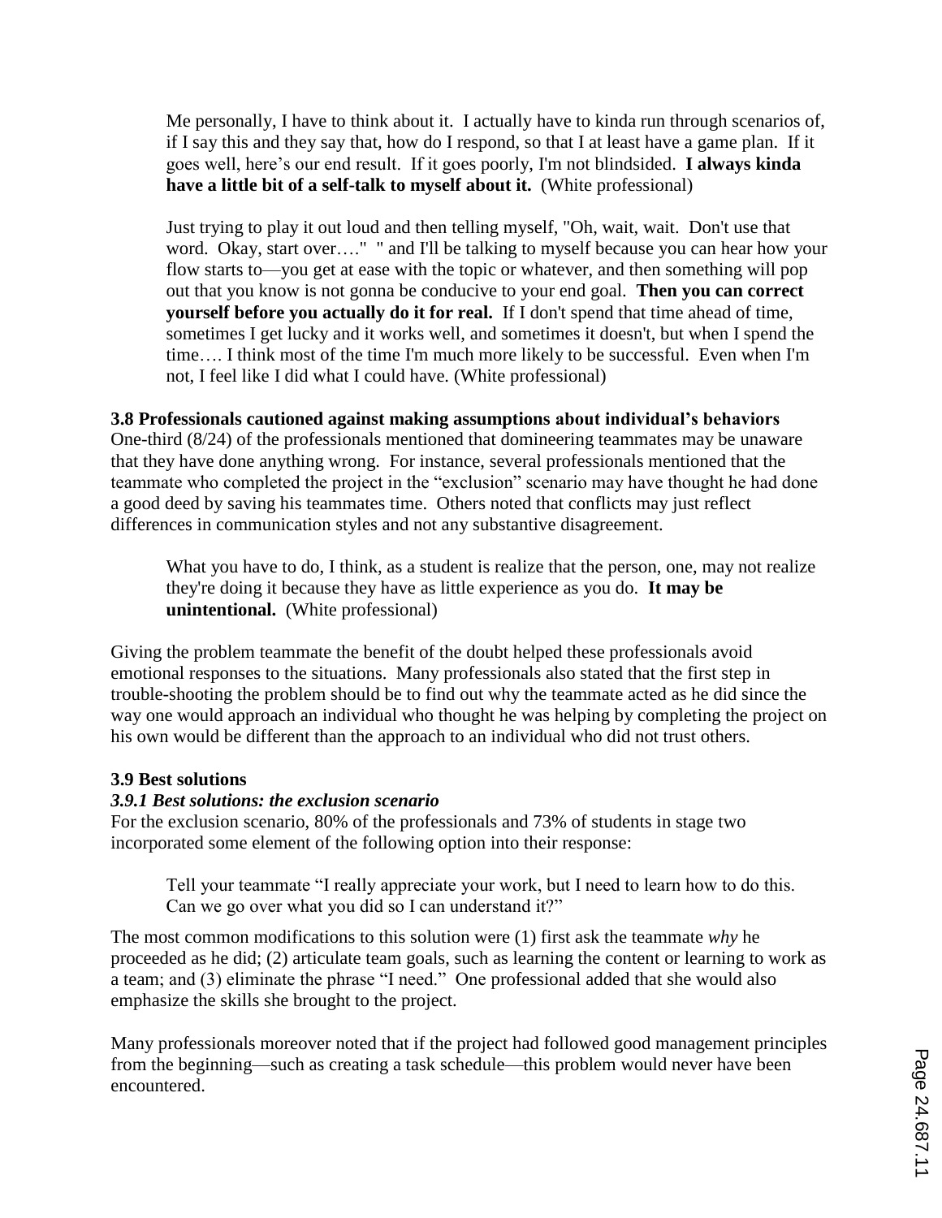> Me personally, I have to think about it. I actually have to kinda run through scenarios of, if I say this and they say that, how do I respond, so that I at least have a game plan. If it goes well, here's our end result. If it goes poorly, I'm not blindsided. **I always kinda have a little bit of a self-talk to myself about it.** (White professional)

> Just trying to play it out loud and then telling myself, "Oh, wait, wait. Don't use that word. Okay, start over…." " and I'll be talking to myself because you can hear how your flow starts to—you get at ease with the topic or whatever, and then something will pop out that you know is not gonna be conducive to your end goal. **Then you can correct yourself before you actually do it for real.** If I don't spend that time ahead of time, sometimes I get lucky and it works well, and sometimes it doesn't, but when I spend the time…. I think most of the time I'm much more likely to be successful. Even when I'm not, I feel like I did what I could have. (White professional)

### 3.8 Professionals cautioned against making assumptions about individual's behaviors

One-third (8/24) of the professionals mentioned that domineering teammates may be unaware that they have done anything wrong. For instance, several professionals mentioned that the teammate who completed the project in the "exclusion" scenario may have thought he had done a good deed by saving his teammates time. Others noted that conflicts may just reflect differences in communication styles and not any substantive disagreement.

> What you have to do, I think, as a student is realize that the person, one, may not realize they're doing it because they have as little experience as you do. **It may be unintentional.** (White professional)

Giving the problem teammate the benefit of the doubt helped these professionals avoid emotional responses to the situations. Many professionals also stated that the first step in trouble-shooting the problem should be to find out why the teammate acted as he did since the way one would approach an individual who thought he was helping by completing the project on his own would be different than the approach to an individual who did not trust others.

### 3.9 Best solutions

#### *3.9.1 Best solutions: the exclusion scenario*

For the exclusion scenario, 80% of the professionals and 73% of students in stage two incorporated some element of the following option into their response:

> Tell your teammate "I really appreciate your work, but I need to learn how to do this. Can we go over what you did so I can understand it?"

The most common modifications to this solution were (1) first ask the teammate *why* he proceeded as he did; (2) articulate team goals, such as learning the content or learning to work as a team; and (3) eliminate the phrase "I need." One professional added that she would also emphasize the skills she brought to the project.

Many professionals moreover noted that if the project had followed good management principles from the beginning—such as creating a task schedule—this problem would never have been encountered.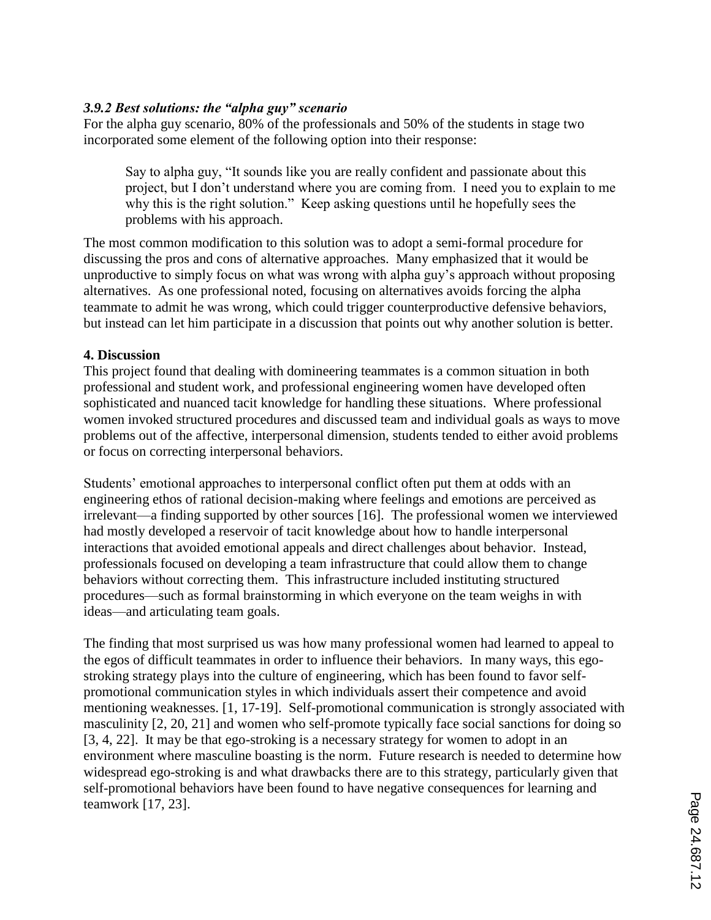### *3.9.2 Best solutions: the "alpha guy" scenario*

For the alpha guy scenario, 80% of the professionals and 50% of the students in stage two incorporated some element of the following option into their response:

> Say to alpha guy, "It sounds like you are really confident and passionate about this project, but I don't understand where you are coming from. I need you to explain to me why this is the right solution." Keep asking questions until he hopefully sees the problems with his approach.

The most common modification to this solution was to adopt a semi-formal procedure for discussing the pros and cons of alternative approaches. Many emphasized that it would be unproductive to simply focus on what was wrong with alpha guy's approach without proposing alternatives. As one professional noted, focusing on alternatives avoids forcing the alpha teammate to admit he was wrong, which could trigger counterproductive defensive behaviors, but instead can let him participate in a discussion that points out why another solution is better.

## 4. Discussion

This project found that dealing with domineering teammates is a common situation in both professional and student work, and professional engineering women have developed often sophisticated and nuanced tacit knowledge for handling these situations. Where professional women invoked structured procedures and discussed team and individual goals as ways to move problems out of the affective, interpersonal dimension, students tended to either avoid problems or focus on correcting interpersonal behaviors.

Students' emotional approaches to interpersonal conflict often put them at odds with an engineering ethos of rational decision-making where feelings and emotions are perceived as irrelevant—a finding supported by other sources [16]. The professional women we interviewed had mostly developed a reservoir of tacit knowledge about how to handle interpersonal interactions that avoided emotional appeals and direct challenges about behavior. Instead, professionals focused on developing a team infrastructure that could allow them to change behaviors without correcting them. This infrastructure included instituting structured procedures—such as formal brainstorming in which everyone on the team weighs in with ideas—and articulating team goals.

The finding that most surprised us was how many professional women had learned to appeal to the egos of difficult teammates in order to influence their behaviors. In many ways, this ego-stroking strategy plays into the culture of engineering, which has been found to favor self-promotional communication styles in which individuals assert their competence and avoid mentioning weaknesses. [1, 17-19]. Self-promotional communication is strongly associated with masculinity [2, 20, 21] and women who self-promote typically face social sanctions for doing so [3, 4, 22]. It may be that ego-stroking is a necessary strategy for women to adopt in an environment where masculine boasting is the norm. Future research is needed to determine how widespread ego-stroking is and what drawbacks there are to this strategy, particularly given that self-promotional behaviors have been found to have negative consequences for learning and teamwork [17, 23].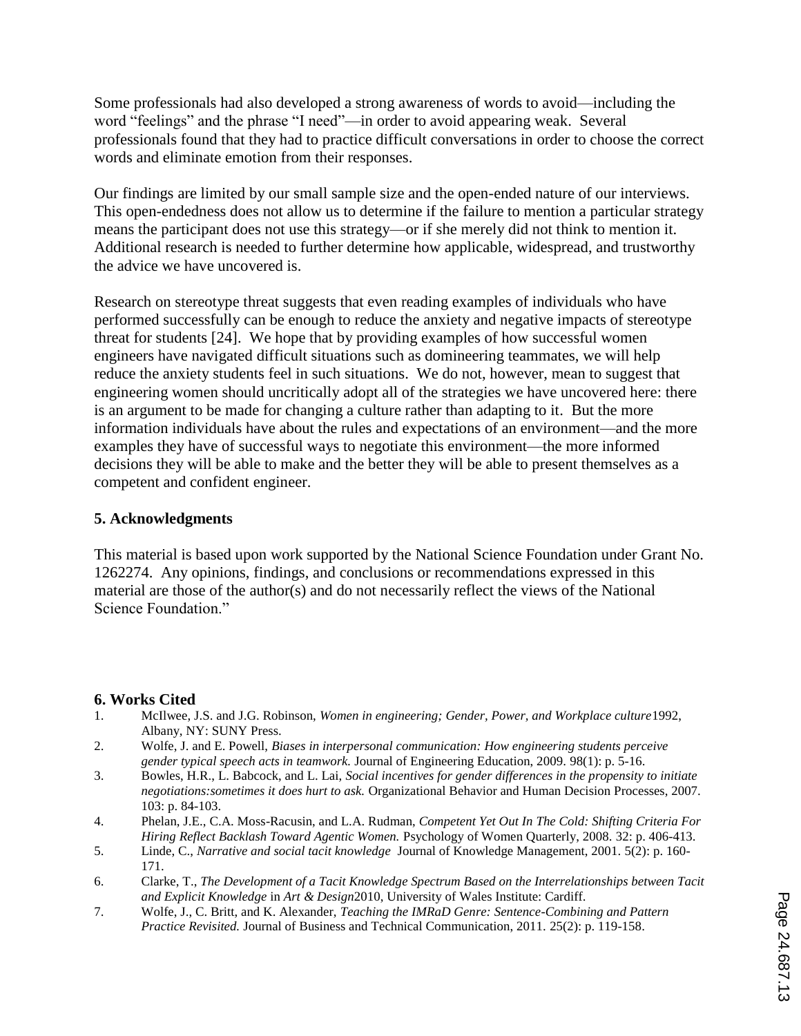Some professionals had also developed a strong awareness of words to avoid—including the word "feelings" and the phrase "I need"—in order to avoid appearing weak. Several professionals found that they had to practice difficult conversations in order to choose the correct words and eliminate emotion from their responses.

Our findings are limited by our small sample size and the open-ended nature of our interviews. This open-endedness does not allow us to determine if the failure to mention a particular strategy means the participant does not use this strategy—or if she merely did not think to mention it. Additional research is needed to further determine how applicable, widespread, and trustworthy the advice we have uncovered is.

Research on stereotype threat suggests that even reading examples of individuals who have performed successfully can be enough to reduce the anxiety and negative impacts of stereotype threat for students [24]. We hope that by providing examples of how successful women engineers have navigated difficult situations such as domineering teammates, we will help reduce the anxiety students feel in such situations. We do not, however, mean to suggest that engineering women should uncritically adopt all of the strategies we have uncovered here: there is an argument to be made for changing a culture rather than adapting to it. But the more information individuals have about the rules and expectations of an environment—and the more examples they have of successful ways to negotiate this environment—the more informed decisions they will be able to make and the better they will be able to present themselves as a competent and confident engineer.

## 5. Acknowledgments

This material is based upon work supported by the National Science Foundation under Grant No. 1262274. Any opinions, findings, and conclusions or recommendations expressed in this material are those of the author(s) and do not necessarily reflect the views of the National Science Foundation."

## 6. Works Cited

1. McIlwee, J.S. and J.G. Robinson, *Women in engineering; Gender, Power, and Workplace culture*1992, Albany, NY: SUNY Press.
2. Wolfe, J. and E. Powell, *Biases in interpersonal communication: How engineering students perceive gender typical speech acts in teamwork.* Journal of Engineering Education, 2009. 98(1): p. 5-16.
3. Bowles, H.R., L. Babcock, and L. Lai, *Social incentives for gender differences in the propensity to initiate negotiations:sometimes it does hurt to ask.* Organizational Behavior and Human Decision Processes, 2007. 103: p. 84-103.
4. Phelan, J.E., C.A. Moss-Racusin, and L.A. Rudman, *Competent Yet Out In The Cold: Shifting Criteria For Hiring Reflect Backlash Toward Agentic Women.* Psychology of Women Quarterly, 2008. 32: p. 406-413.
5. Linde, C., *Narrative and social tacit knowledge* Journal of Knowledge Management, 2001. 5(2): p. 160-171.
6. Clarke, T., *The Development of a Tacit Knowledge Spectrum Based on the Interrelationships between Tacit and Explicit Knowledge* in *Art & Design*2010, University of Wales Institute: Cardiff.
7. Wolfe, J., C. Britt, and K. Alexander, *Teaching the IMRaD Genre: Sentence-Combining and Pattern Practice Revisited.* Journal of Business and Technical Communication, 2011. 25(2): p. 119-158.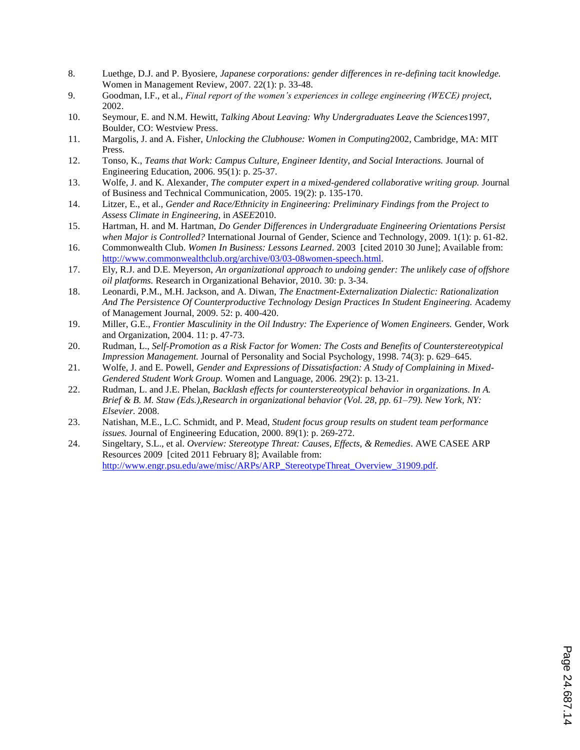8. Luethge, D.J. and P. Byosiere, *Japanese corporations: gender differences in re-defining tacit knowledge.* Women in Management Review, 2007. 22(1): p. 33-48.
9. Goodman, I.F., et al., *Final report of the women's experiences in college engineering (WECE) project*, 2002.
10. Seymour, E. and N.M. Hewitt, *Talking About Leaving: Why Undergraduates Leave the Sciences*1997, Boulder, CO: Westview Press.
11. Margolis, J. and A. Fisher, *Unlocking the Clubhouse: Women in Computing*2002, Cambridge, MA: MIT Press.
12. Tonso, K., *Teams that Work: Campus Culture, Engineer Identity, and Social Interactions.* Journal of Engineering Education, 2006. 95(1): p. 25-37.
13. Wolfe, J. and K. Alexander, *The computer expert in a mixed-gendered collaborative writing group.* Journal of Business and Technical Communication, 2005. 19(2): p. 135-170.
14. Litzer, E., et al., *Gender and Race/Ethnicity in Engineering: Preliminary Findings from the Project to Assess Climate in Engineering*, in *ASEE*2010.
15. Hartman, H. and M. Hartman, *Do Gender Differences in Undergraduate Engineering Orientations Persist when Major is Controlled?* International Journal of Gender, Science and Technology, 2009. 1(1): p. 61-82.
16. Commonwealth Club. *Women In Business: Lessons Learned*. 2003 [cited 2010 30 June]; Available from: http://www.commonwealthclub.org/archive/03/03-08women-speech.html.
17. Ely, R.J. and D.E. Meyerson, *An organizational approach to undoing gender: The unlikely case of offshore oil platforms.* Research in Organizational Behavior, 2010. 30: p. 3-34.
18. Leonardi, P.M., M.H. Jackson, and A. Diwan, *The Enactment-Externalization Dialectic: Rationalization And The Persistence Of Counterproductive Technology Design Practices In Student Engineering.* Academy of Management Journal, 2009. 52: p. 400-420.
19. Miller, G.E., *Frontier Masculinity in the Oil Industry: The Experience of Women Engineers.* Gender, Work and Organization, 2004. 11: p. 47-73.
20. Rudman, L., *Self-Promotion as a Risk Factor for Women: The Costs and Benefits of Counterstereotypical Impression Management.* Journal of Personality and Social Psychology, 1998. 74(3): p. 629–645.
21. Wolfe, J. and E. Powell, *Gender and Expressions of Dissatisfaction: A Study of Complaining in Mixed-Gendered Student Work Group.* Women and Language, 2006. 29(2): p. 13-21.
22. Rudman, L. and J.E. Phelan, *Backlash effects for counterstereotypical behavior in organizations. In A. Brief & B. M. Staw (Eds.),Research in organizational behavior (Vol. 28, pp. 61–79). New York, NY: Elsevier.* 2008.
23. Natishan, M.E., L.C. Schmidt, and P. Mead, *Student focus group results on student team performance issues.* Journal of Engineering Education, 2000. 89(1): p. 269-272.
24. Singeltary, S.L., et al. *Overview: Stereotype Threat: Causes, Effects, & Remedies*. AWE CASEE ARP Resources 2009 [cited 2011 February 8]; Available from: http://www.engr.psu.edu/awe/misc/ARPs/ARP_StereotypeThreat_Overview_31909.pdf.